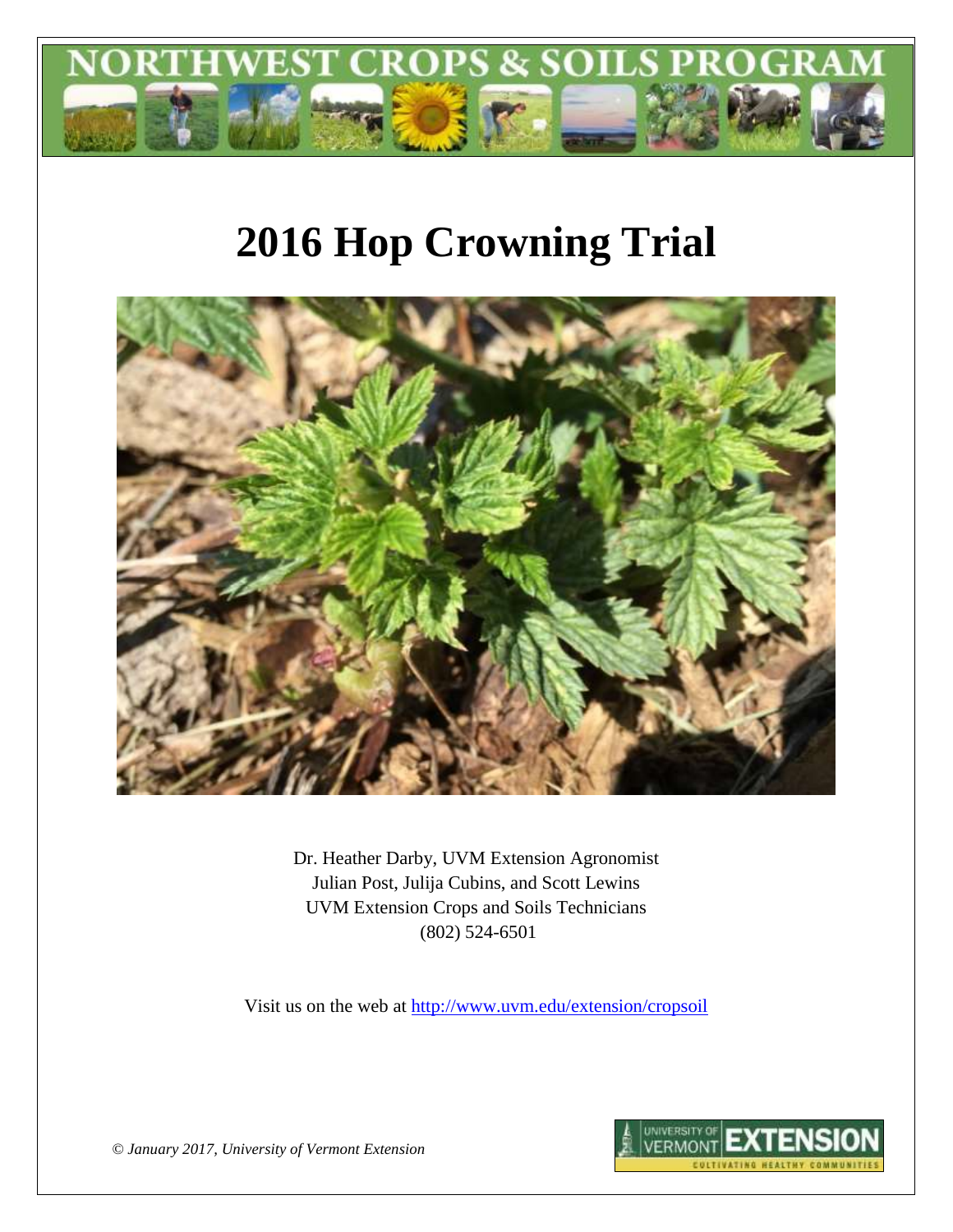# NORTHWEST CROPS & SOILS PROGRAM

# 2016 Hop Crowning Trial

Dr. Heather Darby, UVM Extension Agronomist
Julian Post, Julija Cubins, and Scott Lewins
UVM Extension Crops and Soils Technicians
(802) 524-6501

Visit us on the web at http://www.uvm.edu/extension/cropsoil

*© January 2017, University of Vermont Extension*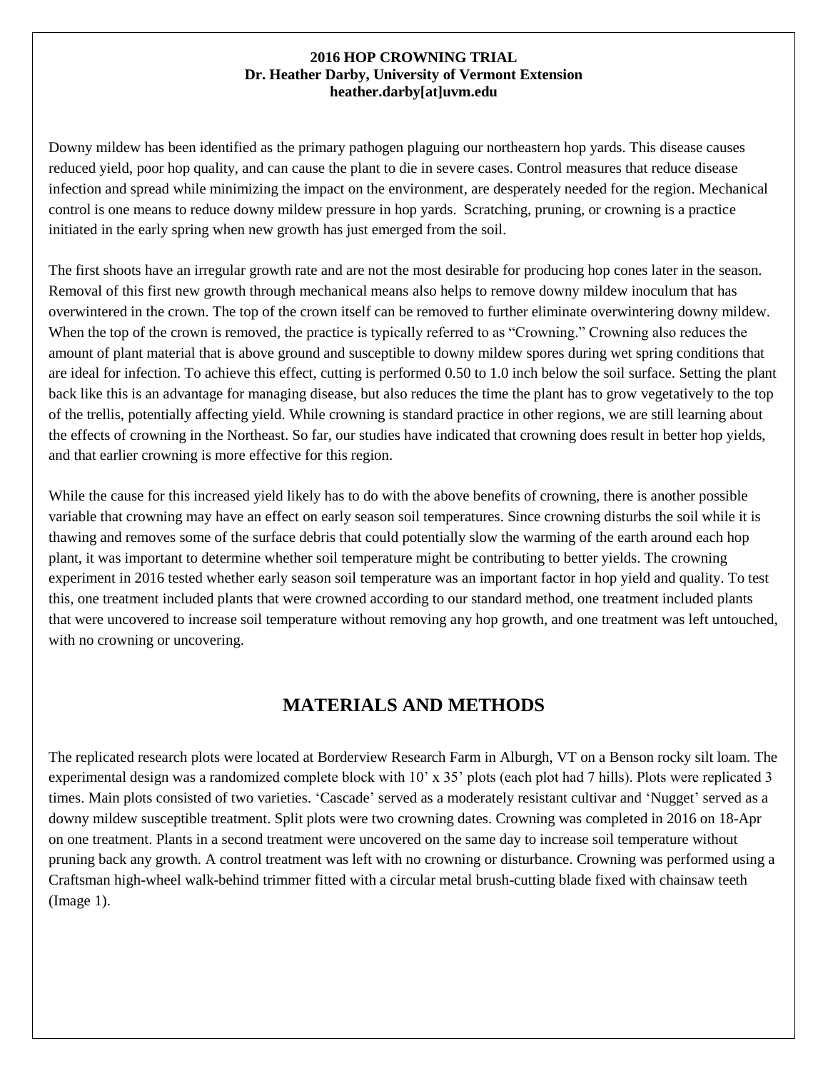**2016 HOP CROWNING TRIAL**
**Dr. Heather Darby, University of Vermont Extension**
**heather.darby[at]uvm.edu**

Downy mildew has been identified as the primary pathogen plaguing our northeastern hop yards. This disease causes reduced yield, poor hop quality, and can cause the plant to die in severe cases. Control measures that reduce disease infection and spread while minimizing the impact on the environment, are desperately needed for the region. Mechanical control is one means to reduce downy mildew pressure in hop yards. Scratching, pruning, or crowning is a practice initiated in the early spring when new growth has just emerged from the soil.

The first shoots have an irregular growth rate and are not the most desirable for producing hop cones later in the season. Removal of this first new growth through mechanical means also helps to remove downy mildew inoculum that has overwintered in the crown. The top of the crown itself can be removed to further eliminate overwintering downy mildew. When the top of the crown is removed, the practice is typically referred to as "Crowning." Crowning also reduces the amount of plant material that is above ground and susceptible to downy mildew spores during wet spring conditions that are ideal for infection. To achieve this effect, cutting is performed 0.50 to 1.0 inch below the soil surface. Setting the plant back like this is an advantage for managing disease, but also reduces the time the plant has to grow vegetatively to the top of the trellis, potentially affecting yield. While crowning is standard practice in other regions, we are still learning about the effects of crowning in the Northeast. So far, our studies have indicated that crowning does result in better hop yields, and that earlier crowning is more effective for this region.

While the cause for this increased yield likely has to do with the above benefits of crowning, there is another possible variable that crowning may have an effect on early season soil temperatures. Since crowning disturbs the soil while it is thawing and removes some of the surface debris that could potentially slow the warming of the earth around each hop plant, it was important to determine whether soil temperature might be contributing to better yields. The crowning experiment in 2016 tested whether early season soil temperature was an important factor in hop yield and quality. To test this, one treatment included plants that were crowned according to our standard method, one treatment included plants that were uncovered to increase soil temperature without removing any hop growth, and one treatment was left untouched, with no crowning or uncovering.

## MATERIALS AND METHODS

The replicated research plots were located at Borderview Research Farm in Alburgh, VT on a Benson rocky silt loam. The experimental design was a randomized complete block with 10' x 35' plots (each plot had 7 hills). Plots were replicated 3 times. Main plots consisted of two varieties. 'Cascade' served as a moderately resistant cultivar and 'Nugget' served as a downy mildew susceptible treatment. Split plots were two crowning dates. Crowning was completed in 2016 on 18-Apr on one treatment. Plants in a second treatment were uncovered on the same day to increase soil temperature without pruning back any growth. A control treatment was left with no crowning or disturbance. Crowning was performed using a Craftsman high-wheel walk-behind trimmer fitted with a circular metal brush-cutting blade fixed with chainsaw teeth (Image 1).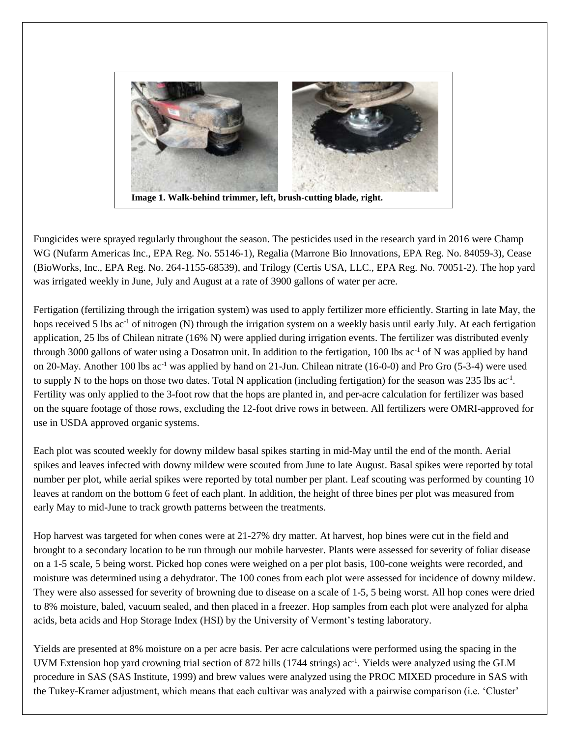**Image 1. Walk-behind trimmer, left, brush-cutting blade, right.**

Fungicides were sprayed regularly throughout the season. The pesticides used in the research yard in 2016 were Champ WG (Nufarm Americas Inc., EPA Reg. No. 55146-1), Regalia (Marrone Bio Innovations, EPA Reg. No. 84059-3), Cease (BioWorks, Inc., EPA Reg. No. 264-1155-68539), and Trilogy (Certis USA, LLC., EPA Reg. No. 70051-2). The hop yard was irrigated weekly in June, July and August at a rate of 3900 gallons of water per acre.

Fertigation (fertilizing through the irrigation system) was used to apply fertilizer more efficiently. Starting in late May, the hops received 5 lbs $ac^{-1}$ of nitrogen (N) through the irrigation system on a weekly basis until early July. At each fertigation application, 25 lbs of Chilean nitrate (16% N) were applied during irrigation events. The fertilizer was distributed evenly through 3000 gallons of water using a Dosatron unit. In addition to the fertigation, 100 lbs $ac^{-1}$ of N was applied by hand on 20-May. Another 100 lbs $ac^{-1}$ was applied by hand on 21-Jun. Chilean nitrate (16-0-0) and Pro Gro (5-3-4) were used to supply N to the hops on those two dates. Total N application (including fertigation) for the season was 235 lbs $ac^{-1}$. Fertility was only applied to the 3-foot row that the hops are planted in, and per-acre calculation for fertilizer was based on the square footage of those rows, excluding the 12-foot drive rows in between. All fertilizers were OMRI-approved for use in USDA approved organic systems.

Each plot was scouted weekly for downy mildew basal spikes starting in mid-May until the end of the month. Aerial spikes and leaves infected with downy mildew were scouted from June to late August. Basal spikes were reported by total number per plot, while aerial spikes were reported by total number per plant. Leaf scouting was performed by counting 10 leaves at random on the bottom 6 feet of each plant. In addition, the height of three bines per plot was measured from early May to mid-June to track growth patterns between the treatments.

Hop harvest was targeted for when cones were at 21-27% dry matter. At harvest, hop bines were cut in the field and brought to a secondary location to be run through our mobile harvester. Plants were assessed for severity of foliar disease on a 1-5 scale, 5 being worst. Picked hop cones were weighed on a per plot basis, 100-cone weights were recorded, and moisture was determined using a dehydrator. The 100 cones from each plot were assessed for incidence of downy mildew. They were also assessed for severity of browning due to disease on a scale of 1-5, 5 being worst. All hop cones were dried to 8% moisture, baled, vacuum sealed, and then placed in a freezer. Hop samples from each plot were analyzed for alpha acids, beta acids and Hop Storage Index (HSI) by the University of Vermont's testing laboratory.

Yields are presented at 8% moisture on a per acre basis. Per acre calculations were performed using the spacing in the UVM Extension hop yard crowning trial section of 872 hills (1744 strings) $ac^{-1}$. Yields were analyzed using the GLM procedure in SAS (SAS Institute, 1999) and brew values were analyzed using the PROC MIXED procedure in SAS with the Tukey-Kramer adjustment, which means that each cultivar was analyzed with a pairwise comparison (i.e. 'Cluster'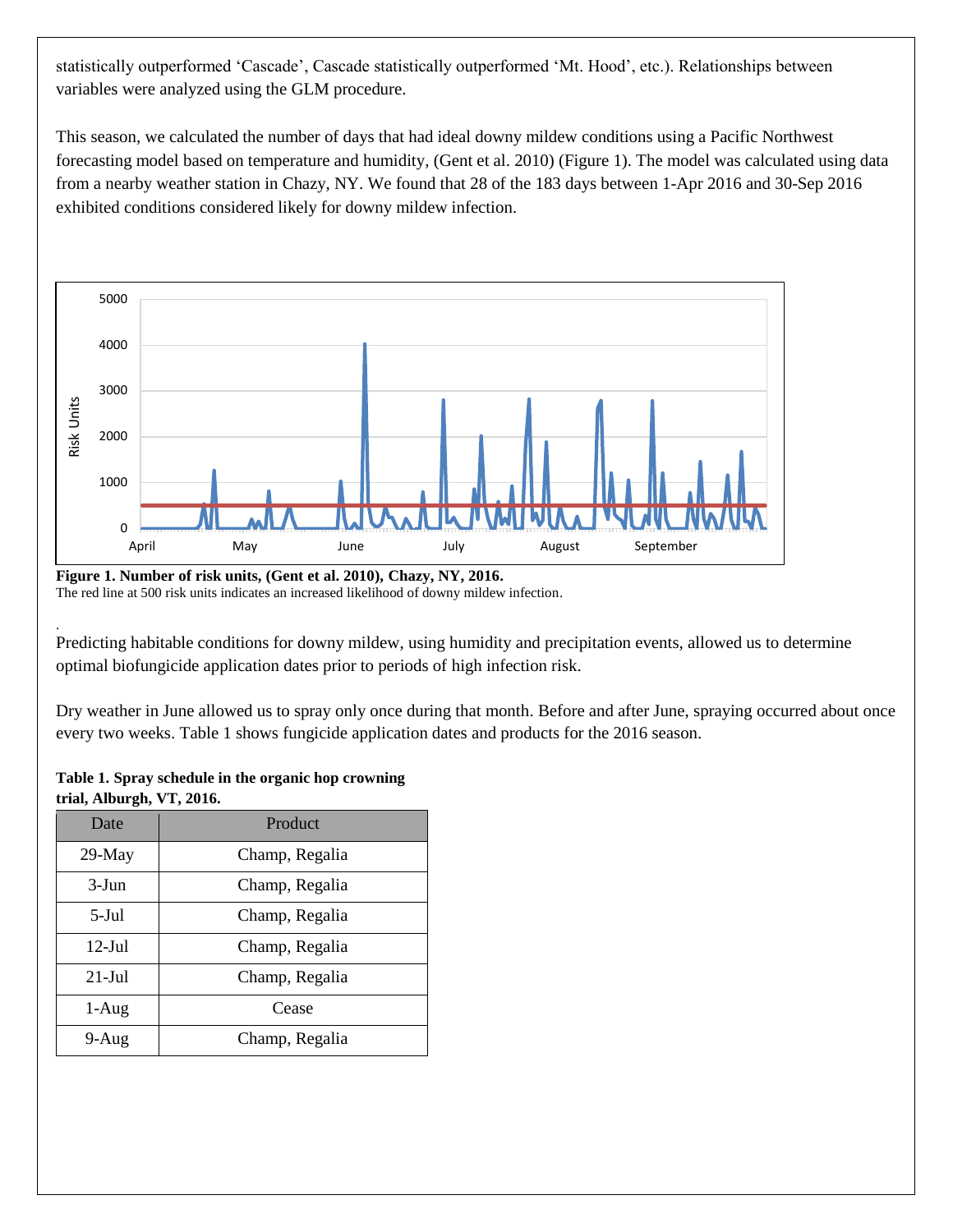statistically outperformed 'Cascade', Cascade statistically outperformed 'Mt. Hood', etc.). Relationships between variables were analyzed using the GLM procedure.

This season, we calculated the number of days that had ideal downy mildew conditions using a Pacific Northwest forecasting model based on temperature and humidity, (Gent et al. 2010) (Figure 1). The model was calculated using data from a nearby weather station in Chazy, NY. We found that 28 of the 183 days between 1-Apr 2016 and 30-Sep 2016 exhibited conditions considered likely for downy mildew infection.

**Figure 1. Number of risk units, (Gent et al. 2010), Chazy, NY, 2016.**
The red line at 500 risk units indicates an increased likelihood of downy mildew infection.

Predicting habitable conditions for downy mildew, using humidity and precipitation events, allowed us to determine optimal biofungicide application dates prior to periods of high infection risk.

Dry weather in June allowed us to spray only once during that month. Before and after June, spraying occurred about once every two weeks. Table 1 shows fungicide application dates and products for the 2016 season.

**Table 1. Spray schedule in the organic hop crowning trial, Alburgh, VT, 2016.**

| Date | Product |
|---|---|
| 29-May | Champ, Regalia |
| 3-Jun | Champ, Regalia |
| 5-Jul | Champ, Regalia |
| 12-Jul | Champ, Regalia |
| 21-Jul | Champ, Regalia |
| 1-Aug | Cease |
| 9-Aug | Champ, Regalia |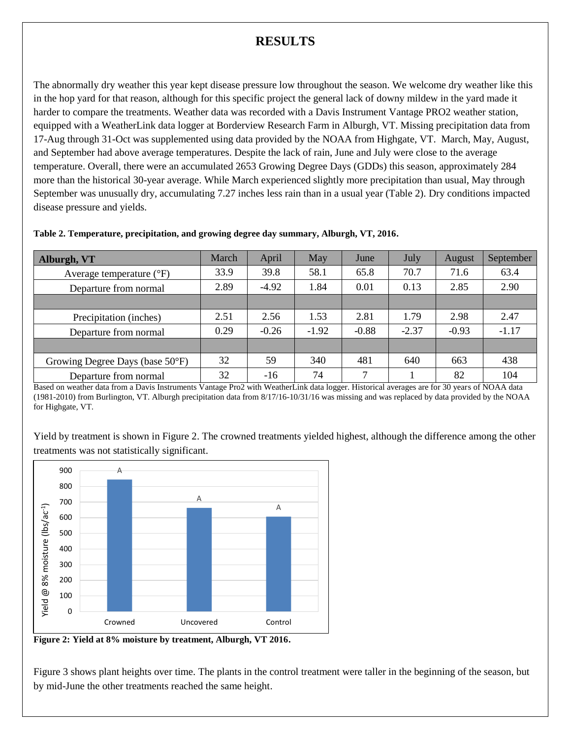# RESULTS

The abnormally dry weather this year kept disease pressure low throughout the season. We welcome dry weather like this in the hop yard for that reason, although for this specific project the general lack of downy mildew in the yard made it harder to compare the treatments. Weather data was recorded with a Davis Instrument Vantage PRO2 weather station, equipped with a WeatherLink data logger at Borderview Research Farm in Alburgh, VT. Missing precipitation data from 17-Aug through 31-Oct was supplemented using data provided by the NOAA from Highgate, VT. March, May, August, and September had above average temperatures. Despite the lack of rain, June and July were close to the average temperature. Overall, there were an accumulated 2653 Growing Degree Days (GDDs) this season, approximately 284 more than the historical 30-year average. While March experienced slightly more precipitation than usual, May through September was unusually dry, accumulating 7.27 inches less rain than in a usual year (Table 2). Dry conditions impacted disease pressure and yields.

**Table 2. Temperature, precipitation, and growing degree day summary, Alburgh, VT, 2016.**

| Alburgh, VT | March | April | May | June | July | August | September |
|---|---|---|---|---|---|---|---|
| Average temperature (°F) | 33.9 | 39.8 | 58.1 | 65.8 | 70.7 | 71.6 | 63.4 |
| Departure from normal | 2.89 | -4.92 | 1.84 | 0.01 | 0.13 | 2.85 | 2.90 |
| | | | | | | | |
| Precipitation (inches) | 2.51 | 2.56 | 1.53 | 2.81 | 1.79 | 2.98 | 2.47 |
| Departure from normal | 0.29 | -0.26 | -1.92 | -0.88 | -2.37 | -0.93 | -1.17 |
| | | | | | | | |
| Growing Degree Days (base 50°F) | 32 | 59 | 340 | 481 | 640 | 663 | 438 |
| Departure from normal | 32 | -16 | 74 | 7 | 1 | 82 | 104 |

Based on weather data from a Davis Instruments Vantage Pro2 with WeatherLink data logger. Historical averages are for 30 years of NOAA data (1981-2010) from Burlington, VT. Alburgh precipitation data from 8/17/16-10/31/16 was missing and was replaced by data provided by the NOAA for Highgate, VT.

Yield by treatment is shown in Figure 2. The crowned treatments yielded highest, although the difference among the other treatments was not statistically significant.

**Figure 2: Yield at 8% moisture by treatment, Alburgh, VT 2016.**

Figure 3 shows plant heights over time. The plants in the control treatment were taller in the beginning of the season, but by mid-June the other treatments reached the same height.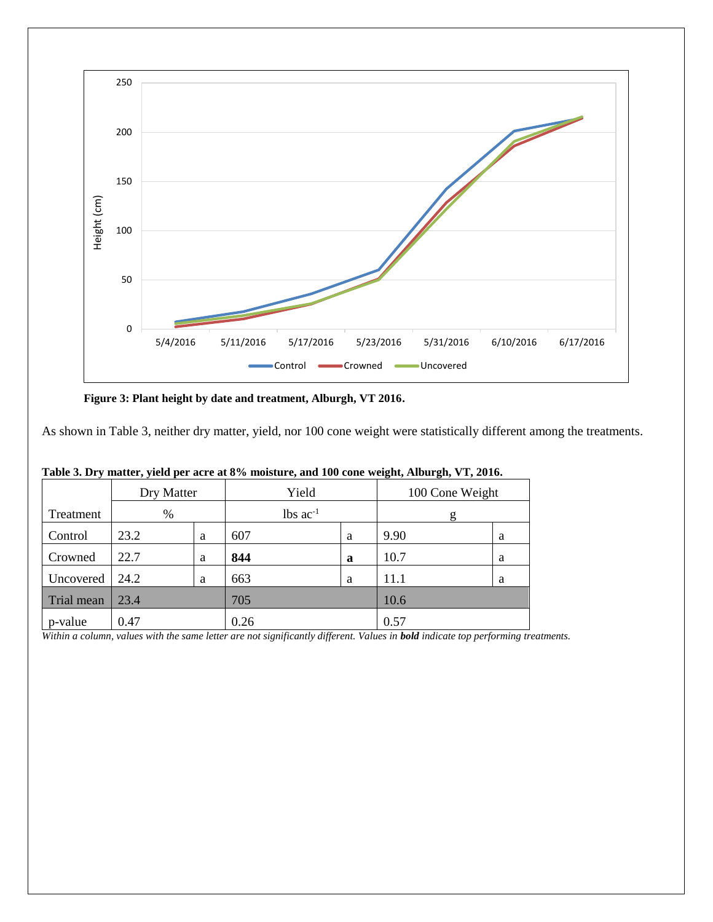**Figure 3: Plant height by date and treatment, Alburgh, VT 2016.**

As shown in Table 3, neither dry matter, yield, nor 100 cone weight were statistically different among the treatments.

**Table 3. Dry matter, yield per acre at 8% moisture, and 100 cone weight, Alburgh, VT, 2016.**

| | Dry Matter | | Yield | | 100 Cone Weight | |
|---|---|---|---|---|---|---|
| Treatment | % | | lbs ac$^{-1}$ | | g | |
| Control | 23.2 | a | 607 | a | 9.90 | a |
| Crowned | 22.7 | a | **844** | **a** | 10.7 | a |
| Uncovered | 24.2 | a | 663 | a | 11.1 | a |
| Trial mean | 23.4 | | 705 | | 10.6 | |
| p-value | 0.47 | | 0.26 | | 0.57 | |

*Within a column, values with the same letter are not significantly different. Values in **bold** indicate top performing treatments.*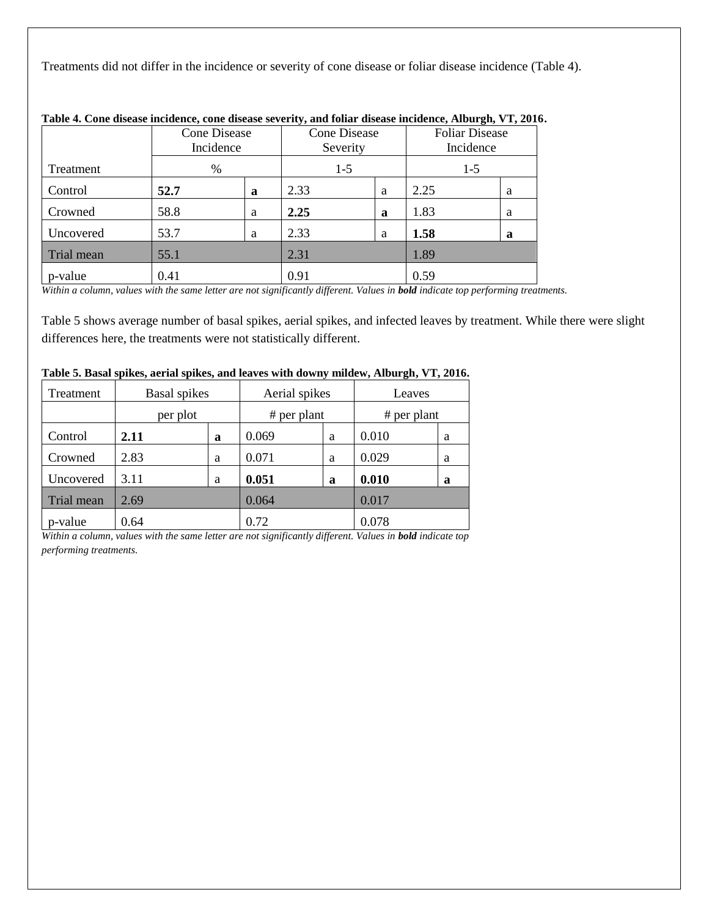Treatments did not differ in the incidence or severity of cone disease or foliar disease incidence (Table 4).

**Table 4. Cone disease incidence, cone disease severity, and foliar disease incidence, Alburgh, VT, 2016.**

| Treatment | Cone Disease Incidence | | Cone Disease Severity | | Foliar Disease Incidence | |
|---|---|---|---|---|---|---|
| | % | | 1-5 | | 1-5 | |
| Control | **52.7** | **a** | 2.33 | a | 2.25 | a |
| Crowned | 58.8 | a | **2.25** | **a** | 1.83 | a |
| Uncovered | 53.7 | a | 2.33 | a | **1.58** | **a** |
| Trial mean | 55.1 | | 2.31 | | 1.89 | |
| p-value | 0.41 | | 0.91 | | 0.59 | |

*Within a column, values with the same letter are not significantly different. Values in **bold** indicate top performing treatments.*

Table 5 shows average number of basal spikes, aerial spikes, and infected leaves by treatment. While there were slight differences here, the treatments were not statistically different.

**Table 5. Basal spikes, aerial spikes, and leaves with downy mildew, Alburgh, VT, 2016.**

| Treatment | Basal spikes | | Aerial spikes | | Leaves | |
|---|---|---|---|---|---|---|
| | per plot | | # per plant | | # per plant | |
| Control | **2.11** | **a** | 0.069 | a | 0.010 | a |
| Crowned | 2.83 | a | 0.071 | a | 0.029 | a |
| Uncovered | 3.11 | a | **0.051** | **a** | **0.010** | **a** |
| Trial mean | 2.69 | | 0.064 | | 0.017 | |
| p-value | 0.64 | | 0.72 | | 0.078 | |

*Within a column, values with the same letter are not significantly different. Values in **bold** indicate top performing treatments.*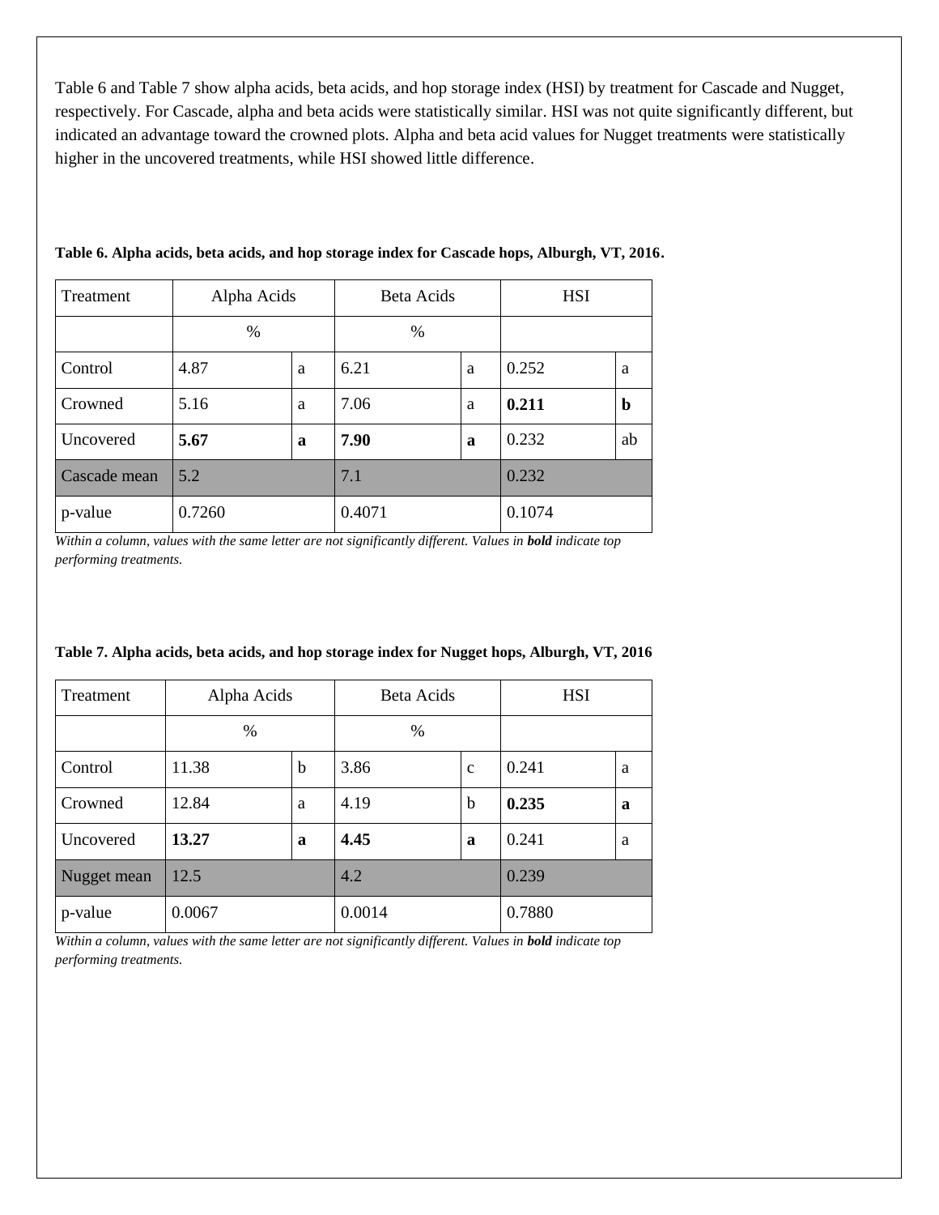Table 6 and Table 7 show alpha acids, beta acids, and hop storage index (HSI) by treatment for Cascade and Nugget, respectively. For Cascade, alpha and beta acids were statistically similar. HSI was not quite significantly different, but indicated an advantage toward the crowned plots. Alpha and beta acid values for Nugget treatments were statistically higher in the uncovered treatments, while HSI showed little difference.

**Table 6. Alpha acids, beta acids, and hop storage index for Cascade hops, Alburgh, VT, 2016.**

| Treatment | Alpha Acids | | Beta Acids | | HSI | |
|---|---|---|---|---|---|---|
| | % | | % | | | |
| Control | 4.87 | a | 6.21 | a | 0.252 | a |
| Crowned | 5.16 | a | 7.06 | a | **0.211** | **b** |
| Uncovered | **5.67** | **a** | **7.90** | **a** | 0.232 | ab |
| Cascade mean | 5.2 | | 7.1 | | 0.232 | |
| p-value | 0.7260 | | 0.4071 | | 0.1074 | |

*Within a column, values with the same letter are not significantly different. Values in **bold** indicate top performing treatments.*

**Table 7. Alpha acids, beta acids, and hop storage index for Nugget hops, Alburgh, VT, 2016**

| Treatment | Alpha Acids | | Beta Acids | | HSI | |
|---|---|---|---|---|---|---|
| | % | | % | | | |
| Control | 11.38 | b | 3.86 | c | 0.241 | a |
| Crowned | 12.84 | a | 4.19 | b | **0.235** | **a** |
| Uncovered | **13.27** | **a** | **4.45** | **a** | 0.241 | a |
| Nugget mean | 12.5 | | 4.2 | | 0.239 | |
| p-value | 0.0067 | | 0.0014 | | 0.7880 | |

*Within a column, values with the same letter are not significantly different. Values in **bold** indicate top performing treatments.*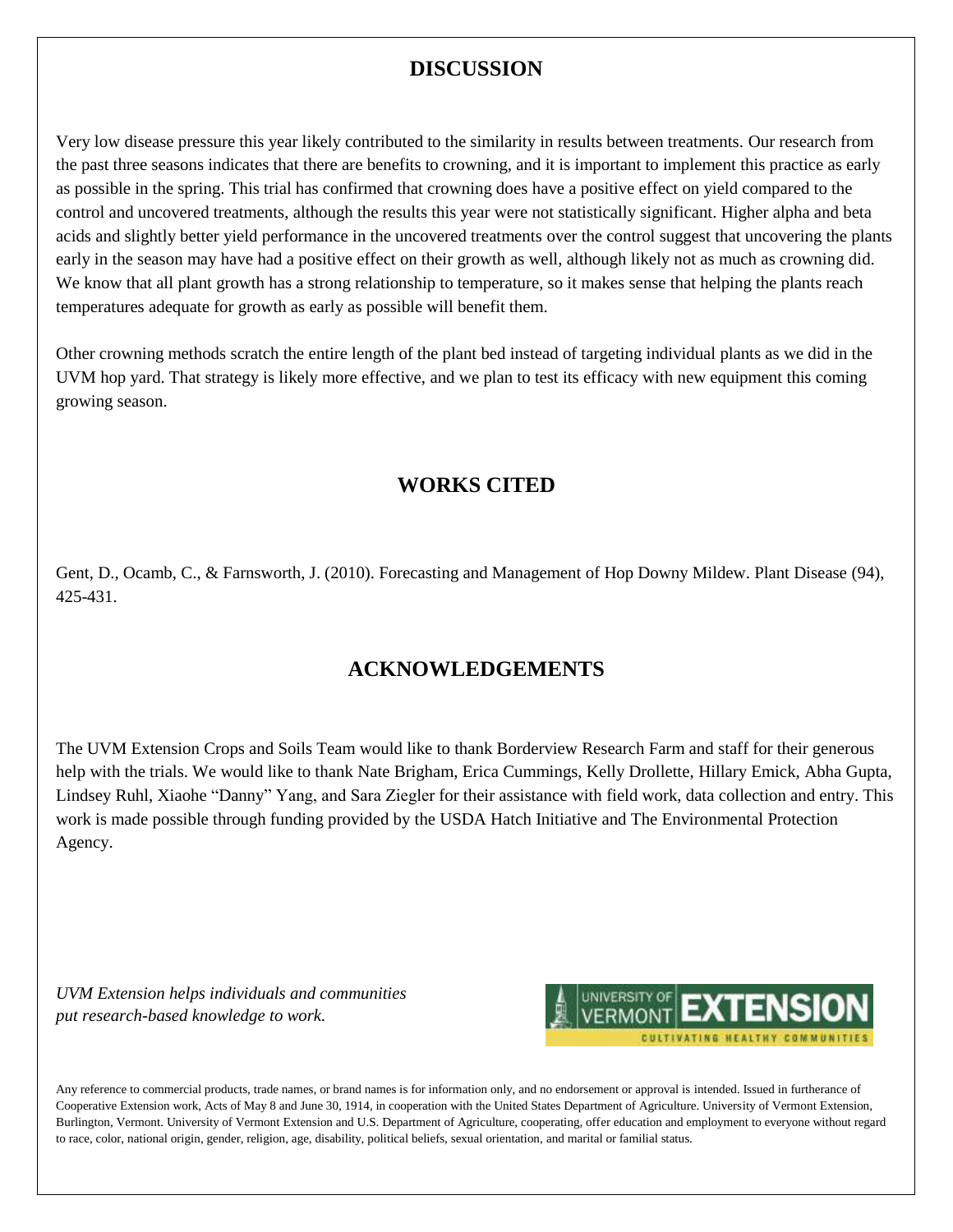## DISCUSSION

Very low disease pressure this year likely contributed to the similarity in results between treatments. Our research from the past three seasons indicates that there are benefits to crowning, and it is important to implement this practice as early as possible in the spring. This trial has confirmed that crowning does have a positive effect on yield compared to the control and uncovered treatments, although the results this year were not statistically significant. Higher alpha and beta acids and slightly better yield performance in the uncovered treatments over the control suggest that uncovering the plants early in the season may have had a positive effect on their growth as well, although likely not as much as crowning did. We know that all plant growth has a strong relationship to temperature, so it makes sense that helping the plants reach temperatures adequate for growth as early as possible will benefit them.

Other crowning methods scratch the entire length of the plant bed instead of targeting individual plants as we did in the UVM hop yard. That strategy is likely more effective, and we plan to test its efficacy with new equipment this coming growing season.

## WORKS CITED

Gent, D., Ocamb, C., & Farnsworth, J. (2010). Forecasting and Management of Hop Downy Mildew. Plant Disease (94), 425-431.

## ACKNOWLEDGEMENTS

The UVM Extension Crops and Soils Team would like to thank Borderview Research Farm and staff for their generous help with the trials. We would like to thank Nate Brigham, Erica Cummings, Kelly Drollette, Hillary Emick, Abha Gupta, Lindsey Ruhl, Xiaohe "Danny" Yang, and Sara Ziegler for their assistance with field work, data collection and entry. This work is made possible through funding provided by the USDA Hatch Initiative and The Environmental Protection Agency.

*UVM Extension helps individuals and communities put research-based knowledge to work.*

UNIVERSITY OF VERMONT EXTENSION
CULTIVATING HEALTHY COMMUNITIES

Any reference to commercial products, trade names, or brand names is for information only, and no endorsement or approval is intended. Issued in furtherance of Cooperative Extension work, Acts of May 8 and June 30, 1914, in cooperation with the United States Department of Agriculture. University of Vermont Extension, Burlington, Vermont. University of Vermont Extension and U.S. Department of Agriculture, cooperating, offer education and employment to everyone without regard to race, color, national origin, gender, religion, age, disability, political beliefs, sexual orientation, and marital or familial status.